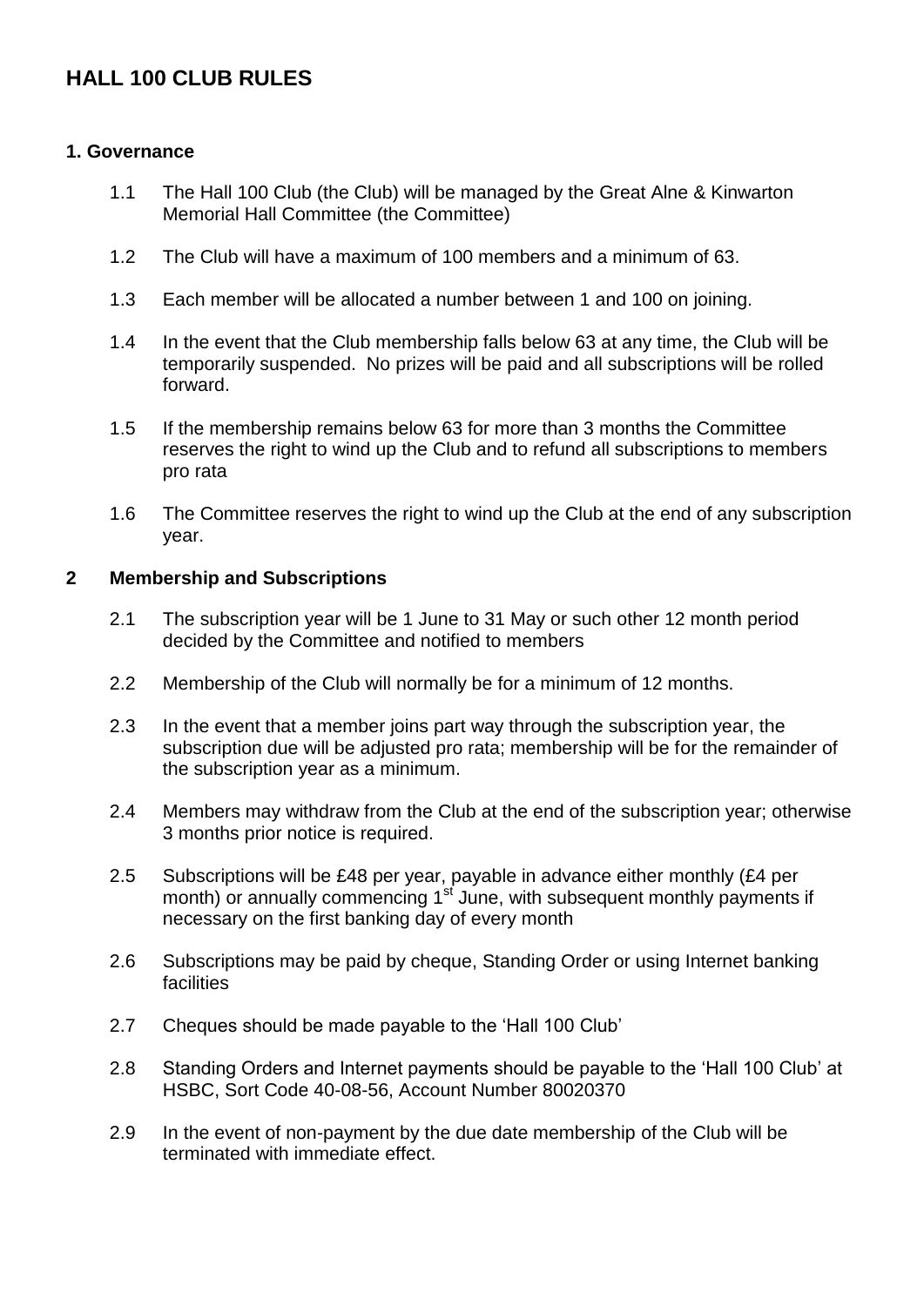# HALL 100 CLUB RULES

## 1. Governance

1.1 The Hall 100 Club (the Club) will be managed by the Great Alne & Kinwarton Memorial Hall Committee (the Committee)

1.2 The Club will have a maximum of 100 members and a minimum of 63.

1.3 Each member will be allocated a number between 1 and 100 on joining.

1.4 In the event that the Club membership falls below 63 at any time, the Club will be temporarily suspended. No prizes will be paid and all subscriptions will be rolled forward.

1.5 If the membership remains below 63 for more than 3 months the Committee reserves the right to wind up the Club and to refund all subscriptions to members pro rata

1.6 The Committee reserves the right to wind up the Club at the end of any subscription year.

## 2 Membership and Subscriptions

2.1 The subscription year will be 1 June to 31 May or such other 12 month period decided by the Committee and notified to members

2.2 Membership of the Club will normally be for a minimum of 12 months.

2.3 In the event that a member joins part way through the subscription year, the subscription due will be adjusted pro rata; membership will be for the remainder of the subscription year as a minimum.

2.4 Members may withdraw from the Club at the end of the subscription year; otherwise 3 months prior notice is required.

2.5 Subscriptions will be £48 per year, payable in advance either monthly (£4 per month) or annually commencing 1st June, with subsequent monthly payments if necessary on the first banking day of every month

2.6 Subscriptions may be paid by cheque, Standing Order or using Internet banking facilities

2.7 Cheques should be made payable to the 'Hall 100 Club'

2.8 Standing Orders and Internet payments should be payable to the 'Hall 100 Club' at HSBC, Sort Code 40-08-56, Account Number 80020370

2.9 In the event of non-payment by the due date membership of the Club will be terminated with immediate effect.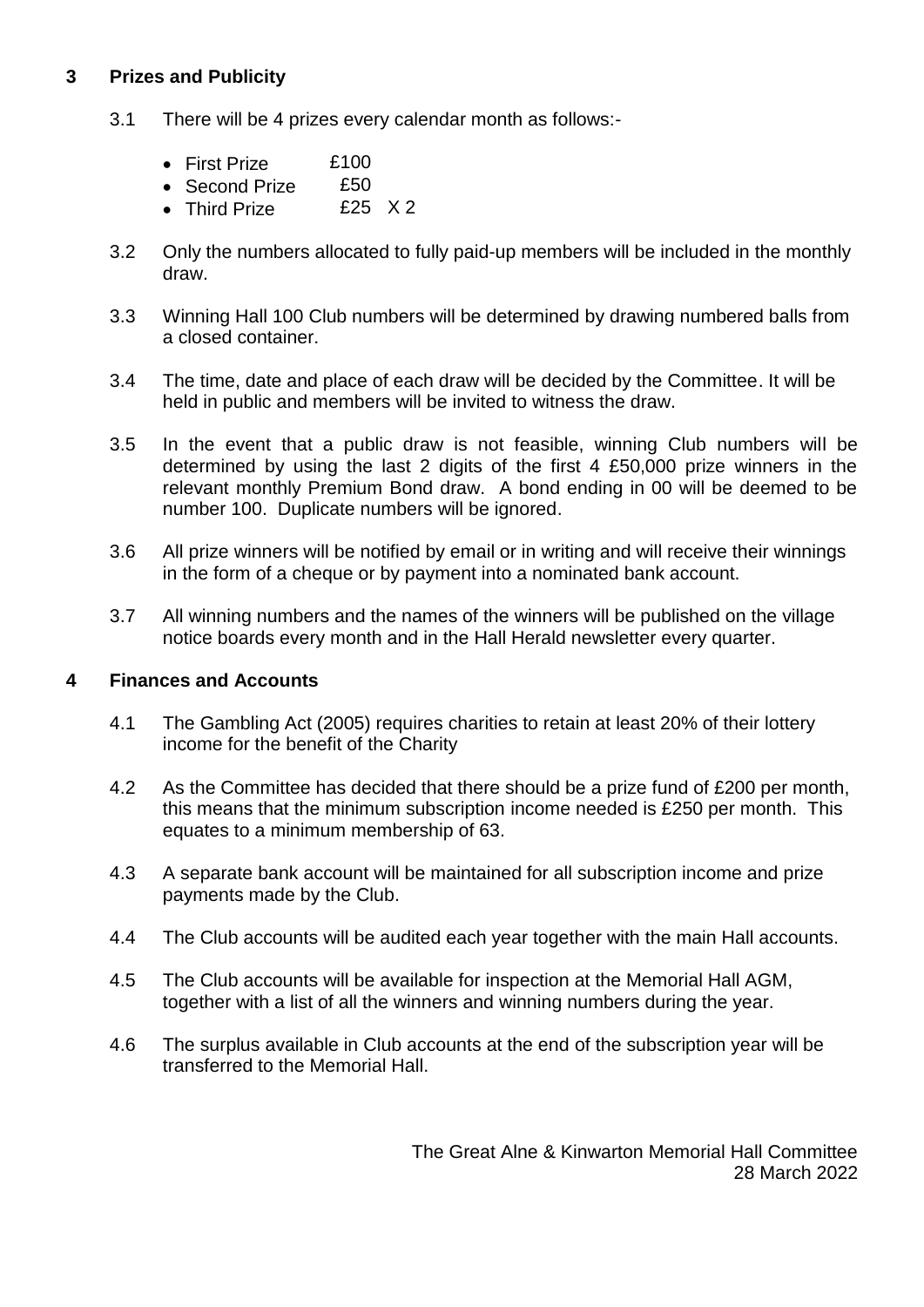## 3 Prizes and Publicity

3.1 There will be 4 prizes every calendar month as follows:-

- First Prize £100
- Second Prize £50
- Third Prize £25 X 2

3.2 Only the numbers allocated to fully paid-up members will be included in the monthly draw.

3.3 Winning Hall 100 Club numbers will be determined by drawing numbered balls from a closed container.

3.4 The time, date and place of each draw will be decided by the Committee. It will be held in public and members will be invited to witness the draw.

3.5 In the event that a public draw is not feasible, winning Club numbers will be determined by using the last 2 digits of the first 4 £50,000 prize winners in the relevant monthly Premium Bond draw. A bond ending in 00 will be deemed to be number 100. Duplicate numbers will be ignored.

3.6 All prize winners will be notified by email or in writing and will receive their winnings in the form of a cheque or by payment into a nominated bank account.

3.7 All winning numbers and the names of the winners will be published on the village notice boards every month and in the Hall Herald newsletter every quarter.

## 4 Finances and Accounts

4.1 The Gambling Act (2005) requires charities to retain at least 20% of their lottery income for the benefit of the Charity

4.2 As the Committee has decided that there should be a prize fund of £200 per month, this means that the minimum subscription income needed is £250 per month. This equates to a minimum membership of 63.

4.3 A separate bank account will be maintained for all subscription income and prize payments made by the Club.

4.4 The Club accounts will be audited each year together with the main Hall accounts.

4.5 The Club accounts will be available for inspection at the Memorial Hall AGM, together with a list of all the winners and winning numbers during the year.

4.6 The surplus available in Club accounts at the end of the subscription year will be transferred to the Memorial Hall.

The Great Alne & Kinwarton Memorial Hall Committee
28 March 2022